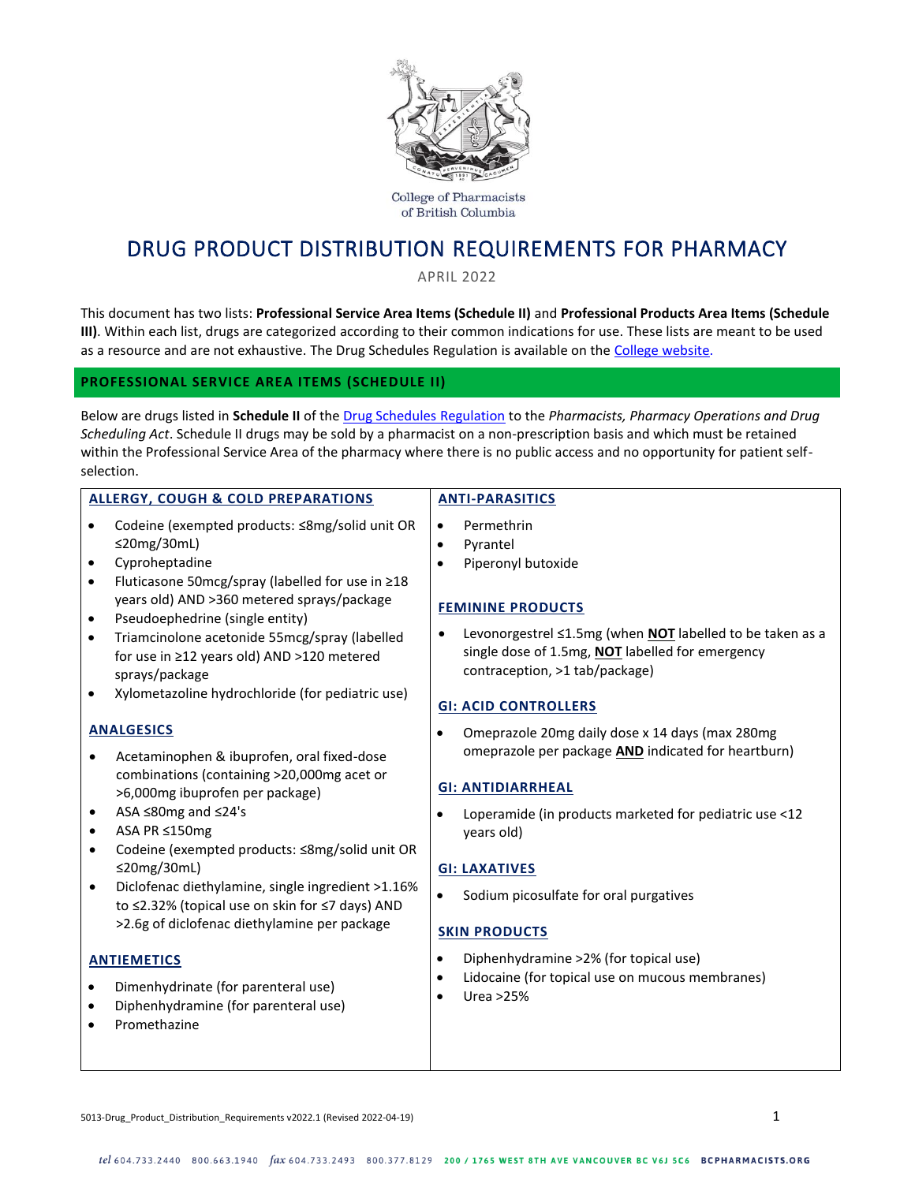College of Pharmacists of British Columbia

# DRUG PRODUCT DISTRIBUTION REQUIREMENTS FOR PHARMACY

APRIL 2022

This document has two lists: **Professional Service Area Items (Schedule II)** and **Professional Products Area Items (Schedule III)**. Within each list, drugs are categorized according to their common indications for use. These lists are meant to be used as a resource and are not exhaustive. The Drug Schedules Regulation is available on the College website.

## PROFESSIONAL SERVICE AREA ITEMS (SCHEDULE II)

Below are drugs listed in **Schedule II** of the Drug Schedules Regulation to the *Pharmacists, Pharmacy Operations and Drug Scheduling Act*. Schedule II drugs may be sold by a pharmacist on a non-prescription basis and which must be retained within the Professional Service Area of the pharmacy where there is no public access and no opportunity for patient self-selection.

### ALLERGY, COUGH & COLD PREPARATIONS

- Codeine (exempted products: ≤8mg/solid unit OR ≤20mg/30mL)
- Cyproheptadine
- Fluticasone 50mcg/spray (labelled for use in ≥18 years old) AND >360 metered sprays/package
- Pseudoephedrine (single entity)
- Triamcinolone acetonide 55mcg/spray (labelled for use in ≥12 years old) AND >120 metered sprays/package
- Xylometazoline hydrochloride (for pediatric use)

### ANALGESICS

- Acetaminophen & ibuprofen, oral fixed-dose combinations (containing >20,000mg acet or >6,000mg ibuprofen per package)
- ASA ≤80mg and ≤24's
- ASA PR ≤150mg
- Codeine (exempted products: ≤8mg/solid unit OR ≤20mg/30mL)
- Diclofenac diethylamine, single ingredient >1.16% to ≤2.32% (topical use on skin for ≤7 days) AND >2.6g of diclofenac diethylamine per package

### ANTIEMETICS

- Dimenhydrinate (for parenteral use)
- Diphenhydramine (for parenteral use)
- Promethazine

### ANTI-PARASITICS

- Permethrin
- Pyrantel
- Piperonyl butoxide

### FEMININE PRODUCTS

- Levonorgestrel ≤1.5mg (when **NOT** labelled to be taken as a single dose of 1.5mg, **NOT** labelled for emergency contraception, >1 tab/package)

### GI: ACID CONTROLLERS

- Omeprazole 20mg daily dose x 14 days (max 280mg omeprazole per package **AND** indicated for heartburn)

### GI: ANTIDIARRHEAL

- Loperamide (in products marketed for pediatric use <12 years old)

### GI: LAXATIVES

- Sodium picosulfate for oral purgatives

### SKIN PRODUCTS

- Diphenhydramine >2% (for topical use)
- Lidocaine (for topical use on mucous membranes)
- Urea >25%

5013-Drug_Product_Distribution_Requirements v2022.1 (Revised 2022-04-19)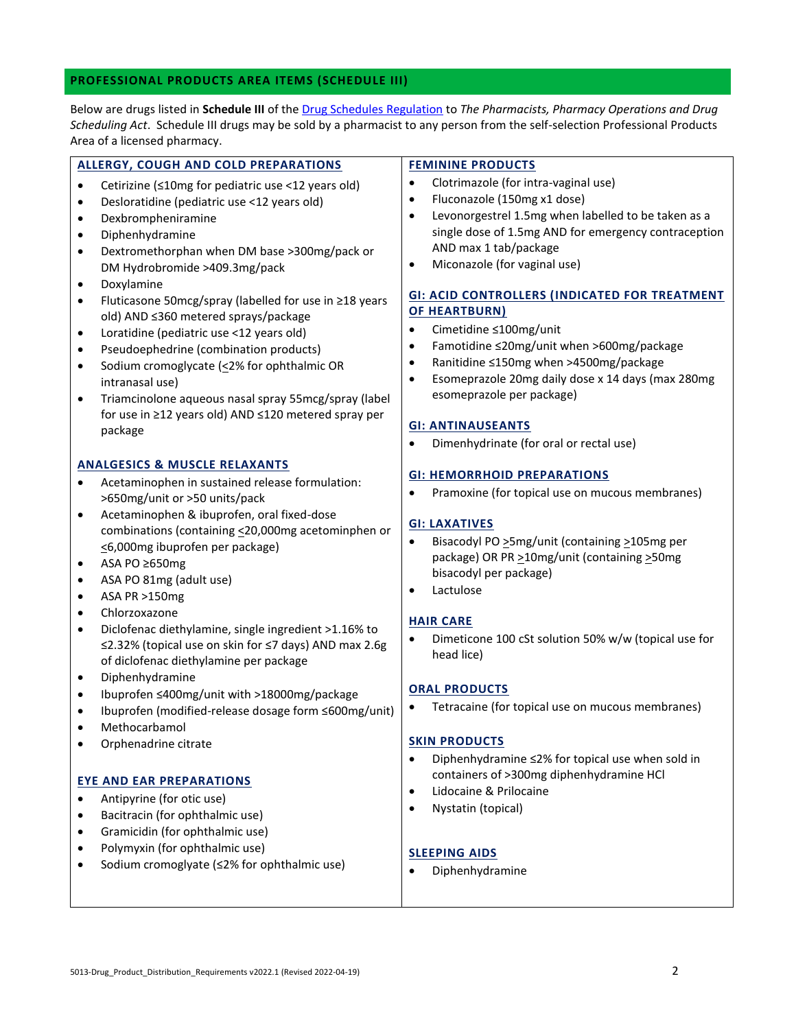## PROFESSIONAL PRODUCTS AREA ITEMS (SCHEDULE III)

Below are drugs listed in **Schedule III** of the Drug Schedules Regulation to *The Pharmacists, Pharmacy Operations and Drug Scheduling Act*. Schedule III drugs may be sold by a pharmacist to any person from the self-selection Professional Products Area of a licensed pharmacy.

### ALLERGY, COUGH AND COLD PREPARATIONS

- Cetirizine (≤10mg for pediatric use <12 years old)
- Desloratidine (pediatric use <12 years old)
- Dexbrompheniramine
- Diphenhydramine
- Dextromethorphan when DM base >300mg/pack or DM Hydrobromide >409.3mg/pack
- Doxylamine
- Fluticasone 50mcg/spray (labelled for use in ≥18 years old) AND ≤360 metered sprays/package
- Loratidine (pediatric use <12 years old)
- Pseudoephedrine (combination products)
- Sodium cromoglycate (≤2% for ophthalmic OR intranasal use)
- Triamcinolone aqueous nasal spray 55mcg/spray (label for use in ≥12 years old) AND ≤120 metered spray per package

### ANALGESICS & MUSCLE RELAXANTS

- Acetaminophen in sustained release formulation: >650mg/unit or >50 units/pack
- Acetaminophen & ibuprofen, oral fixed-dose combinations (containing ≤20,000mg acetominphen or ≤6,000mg ibuprofen per package)
- ASA PO ≥650mg
- ASA PO 81mg (adult use)
- ASA PR >150mg
- Chlorzoxazone
- Diclofenac diethylamine, single ingredient >1.16% to ≤2.32% (topical use on skin for ≤7 days) AND max 2.6g of diclofenac diethylamine per package
- Diphenhydramine
- Ibuprofen ≤400mg/unit with >18000mg/package
- Ibuprofen (modified-release dosage form ≤600mg/unit)
- Methocarbamol
- Orphenadrine citrate

### EYE AND EAR PREPARATIONS

- Antipyrine (for otic use)
- Bacitracin (for ophthalmic use)
- Gramicidin (for ophthalmic use)
- Polymyxin (for ophthalmic use)
- Sodium cromoglyate (≤2% for ophthalmic use)

### FEMININE PRODUCTS

- Clotrimazole (for intra-vaginal use)
- Fluconazole (150mg x1 dose)
- Levonorgestrel 1.5mg when labelled to be taken as a single dose of 1.5mg AND for emergency contraception AND max 1 tab/package
- Miconazole (for vaginal use)

### GI: ACID CONTROLLERS (INDICATED FOR TREATMENT OF HEARTBURN)

- Cimetidine ≤100mg/unit
- Famotidine ≤20mg/unit when >600mg/package
- Ranitidine ≤150mg when >4500mg/package
- Esomeprazole 20mg daily dose x 14 days (max 280mg esomeprazole per package)

### GI: ANTINAUSEANTS

- Dimenhydrinate (for oral or rectal use)

### GI: HEMORRHOID PREPARATIONS

- Pramoxine (for topical use on mucous membranes)

### GI: LAXATIVES

- Bisacodyl PO ≥5mg/unit (containing ≥105mg per package) OR PR ≥10mg/unit (containing ≥50mg bisacodyl per package)
- Lactulose

### HAIR CARE

- Dimeticone 100 cSt solution 50% w/w (topical use for head lice)

### ORAL PRODUCTS

- Tetracaine (for topical use on mucous membranes)

### SKIN PRODUCTS

- Diphenhydramine ≤2% for topical use when sold in containers of >300mg diphenhydramine HCl
- Lidocaine & Prilocaine
- Nystatin (topical)

### SLEEPING AIDS

- Diphenhydramine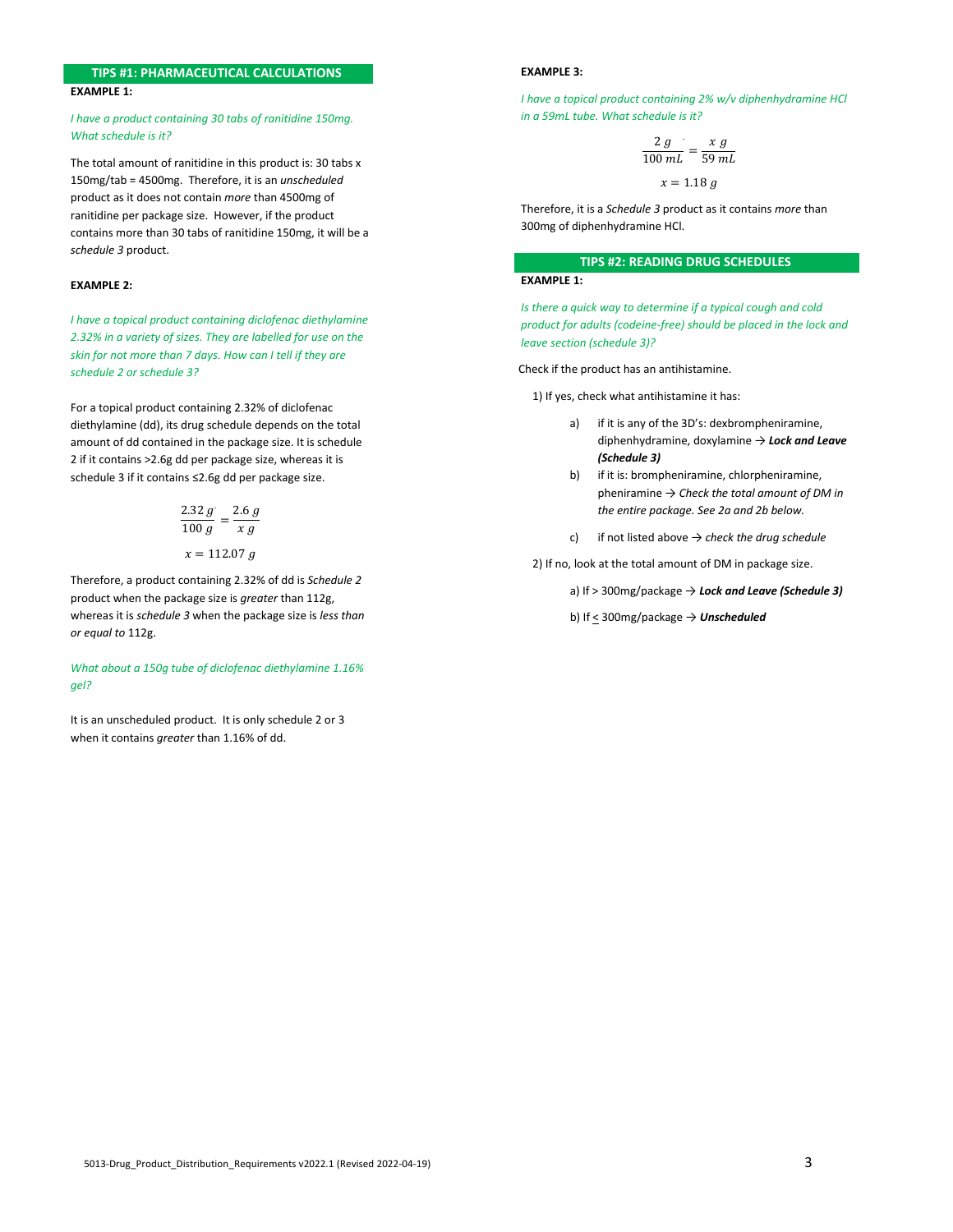## TIPS #1: PHARMACEUTICAL CALCULATIONS

**EXAMPLE 1:**

*I have a product containing 30 tabs of ranitidine 150mg. What schedule is it?*

The total amount of ranitidine in this product is: 30 tabs x 150mg/tab = 4500mg. Therefore, it is an *unscheduled* product as it does not contain *more* than 4500mg of ranitidine per package size. However, if the product contains more than 30 tabs of ranitidine 150mg, it will be a *schedule 3* product.

**EXAMPLE 2:**

*I have a topical product containing diclofenac diethylamine 2.32% in a variety of sizes. They are labelled for use on the skin for not more than 7 days. How can I tell if they are schedule 2 or schedule 3?*

For a topical product containing 2.32% of diclofenac diethylamine (dd), its drug schedule depends on the total amount of dd contained in the package size. It is schedule 2 if it contains >2.6g dd per package size, whereas it is schedule 3 if it contains ≤2.6g dd per package size.

$$\frac{2.32\ g}{100\ g} = \frac{2.6\ g}{x\ g}$$

$$x = 112.07\ g$$

Therefore, a product containing 2.32% of dd is *Schedule 2* product when the package size is *greater* than 112g, whereas it is *schedule 3* when the package size is *less than or equal to* 112g.

*What about a 150g tube of diclofenac diethylamine 1.16% gel?*

It is an unscheduled product. It is only schedule 2 or 3 when it contains *greater* than 1.16% of dd.

**EXAMPLE 3:**

*I have a topical product containing 2% w/v diphenhydramine HCl in a 59mL tube. What schedule is it?*

$$\frac{2\ g}{100\ mL} = \frac{x\ g}{59\ mL}$$

$$x = 1.18\ g$$

Therefore, it is a *Schedule 3* product as it contains *more* than 300mg of diphenhydramine HCl.

## TIPS #2: READING DRUG SCHEDULES

**EXAMPLE 1:**

*Is there a quick way to determine if a typical cough and cold product for adults (codeine-free) should be placed in the lock and leave section (schedule 3)?*

Check if the product has an antihistamine.

1) If yes, check what antihistamine it has:

   a) if it is any of the 3D's: dexbrompheniramine, diphenhydramine, doxylamine → ***Lock and Leave (Schedule 3)***

   b) if it is: brompheniramine, chlorpheniramine, pheniramine → *Check the total amount of DM in the entire package. See 2a and 2b below.*

   c) if not listed above → *check the drug schedule*

2) If no, look at the total amount of DM in package size.

   a) If > 300mg/package → ***Lock and Leave (Schedule 3)***

   b) If ≤ 300mg/package → ***Unscheduled***